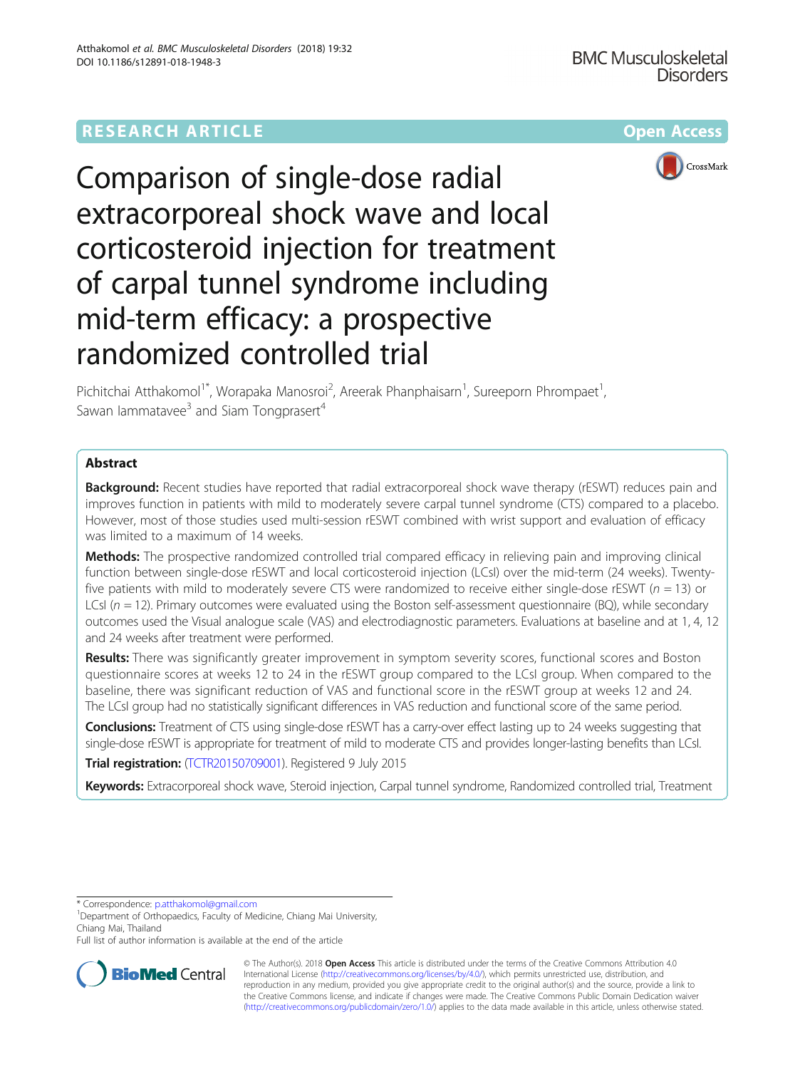RESEARCH ARTICLE

Open Access

# Comparison of single-dose radial extracorporeal shock wave and local corticosteroid injection for treatment of carpal tunnel syndrome including mid-term efficacy: a prospective randomized controlled trial

Pichitchai Atthakomol[1*], Worapaka Manosroi[2], Areerak Phanphaisarn[1], Sureeporn Phrompaet[1], Sawan Iammatavee[3] and Siam Tongprasert[4]

## Abstract

**Background:** Recent studies have reported that radial extracorporeal shock wave therapy (rESWT) reduces pain and improves function in patients with mild to moderately severe carpal tunnel syndrome (CTS) compared to a placebo. However, most of those studies used multi-session rESWT combined with wrist support and evaluation of efficacy was limited to a maximum of 14 weeks.

**Methods:** The prospective randomized controlled trial compared efficacy in relieving pain and improving clinical function between single-dose rESWT and local corticosteroid injection (LCsI) over the mid-term (24 weeks). Twenty-five patients with mild to moderately severe CTS were randomized to receive either single-dose rESWT ($n = 13$) or LCsI ($n = 12$). Primary outcomes were evaluated using the Boston self-assessment questionnaire (BQ), while secondary outcomes used the Visual analogue scale (VAS) and electrodiagnostic parameters. Evaluations at baseline and at 1, 4, 12 and 24 weeks after treatment were performed.

**Results:** There was significantly greater improvement in symptom severity scores, functional scores and Boston questionnaire scores at weeks 12 to 24 in the rESWT group compared to the LCsI group. When compared to the baseline, there was significant reduction of VAS and functional score in the rESWT group at weeks 12 and 24. The LCsI group had no statistically significant differences in VAS reduction and functional score of the same period.

**Conclusions:** Treatment of CTS using single-dose rESWT has a carry-over effect lasting up to 24 weeks suggesting that single-dose rESWT is appropriate for treatment of mild to moderate CTS and provides longer-lasting benefits than LCsI.

**Trial registration:** (TCTR20150709001). Registered 9 July 2015

**Keywords:** Extracorporeal shock wave, Steroid injection, Carpal tunnel syndrome, Randomized controlled trial, Treatment

---

\* Correspondence: p.atthakomol@gmail.com
[1]Department of Orthopaedics, Faculty of Medicine, Chiang Mai University, Chiang Mai, Thailand
Full list of author information is available at the end of the article

© The Author(s). 2018 **Open Access** This article is distributed under the terms of the Creative Commons Attribution 4.0 International License (http://creativecommons.org/licenses/by/4.0/), which permits unrestricted use, distribution, and reproduction in any medium, provided you give appropriate credit to the original author(s) and the source, provide a link to the Creative Commons license, and indicate if changes were made. The Creative Commons Public Domain Dedication waiver (http://creativecommons.org/publicdomain/zero/1.0/) applies to the data made available in this article, unless otherwise stated.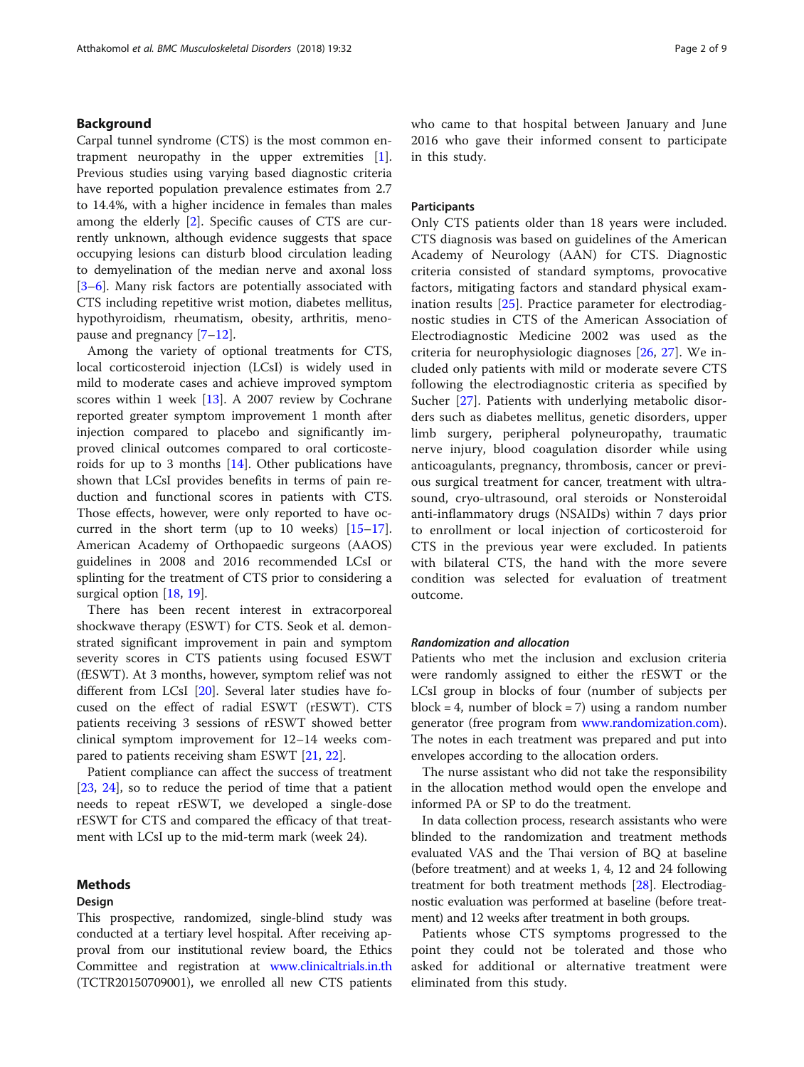## Background

Carpal tunnel syndrome (CTS) is the most common entrapment neuropathy in the upper extremities [1]. Previous studies using varying based diagnostic criteria have reported population prevalence estimates from 2.7 to 14.4%, with a higher incidence in females than males among the elderly [2]. Specific causes of CTS are currently unknown, although evidence suggests that space occupying lesions can disturb blood circulation leading to demyelination of the median nerve and axonal loss [3–6]. Many risk factors are potentially associated with CTS including repetitive wrist motion, diabetes mellitus, hypothyroidism, rheumatism, obesity, arthritis, menopause and pregnancy [7–12].

Among the variety of optional treatments for CTS, local corticosteroid injection (LCsI) is widely used in mild to moderate cases and achieve improved symptom scores within 1 week [13]. A 2007 review by Cochrane reported greater symptom improvement 1 month after injection compared to placebo and significantly improved clinical outcomes compared to oral corticosteroids for up to 3 months [14]. Other publications have shown that LCsI provides benefits in terms of pain reduction and functional scores in patients with CTS. Those effects, however, were only reported to have occurred in the short term (up to 10 weeks) [15–17]. American Academy of Orthopaedic surgeons (AAOS) guidelines in 2008 and 2016 recommended LCsI or splinting for the treatment of CTS prior to considering a surgical option [18, 19].

There has been recent interest in extracorporeal shockwave therapy (ESWT) for CTS. Seok et al. demonstrated significant improvement in pain and symptom severity scores in CTS patients using focused ESWT (fESWT). At 3 months, however, symptom relief was not different from LCsI [20]. Several later studies have focused on the effect of radial ESWT (rESWT). CTS patients receiving 3 sessions of rESWT showed better clinical symptom improvement for 12–14 weeks compared to patients receiving sham ESWT [21, 22].

Patient compliance can affect the success of treatment [23, 24], so to reduce the period of time that a patient needs to repeat rESWT, we developed a single-dose rESWT for CTS and compared the efficacy of that treatment with LCsI up to the mid-term mark (week 24).

## Methods

### Design

This prospective, randomized, single-blind study was conducted at a tertiary level hospital. After receiving approval from our institutional review board, the Ethics Committee and registration at www.clinicaltrials.in.th (TCTR20150709001), we enrolled all new CTS patients who came to that hospital between January and June 2016 who gave their informed consent to participate in this study.

### Participants

Only CTS patients older than 18 years were included. CTS diagnosis was based on guidelines of the American Academy of Neurology (AAN) for CTS. Diagnostic criteria consisted of standard symptoms, provocative factors, mitigating factors and standard physical examination results [25]. Practice parameter for electrodiagnostic studies in CTS of the American Association of Electrodiagnostic Medicine 2002 was used as the criteria for neurophysiologic diagnoses [26, 27]. We included only patients with mild or moderate severe CTS following the electrodiagnostic criteria as specified by Sucher [27]. Patients with underlying metabolic disorders such as diabetes mellitus, genetic disorders, upper limb surgery, peripheral polyneuropathy, traumatic nerve injury, blood coagulation disorder while using anticoagulants, pregnancy, thrombosis, cancer or previous surgical treatment for cancer, treatment with ultrasound, cryo-ultrasound, oral steroids or Nonsteroidal anti-inflammatory drugs (NSAIDs) within 7 days prior to enrollment or local injection of corticosteroid for CTS in the previous year were excluded. In patients with bilateral CTS, the hand with the more severe condition was selected for evaluation of treatment outcome.

#### *Randomization and allocation*

Patients who met the inclusion and exclusion criteria were randomly assigned to either the rESWT or the LCsI group in blocks of four (number of subjects per block = 4, number of block = 7) using a random number generator (free program from www.randomization.com). The notes in each treatment was prepared and put into envelopes according to the allocation orders.

The nurse assistant who did not take the responsibility in the allocation method would open the envelope and informed PA or SP to do the treatment.

In data collection process, research assistants who were blinded to the randomization and treatment methods evaluated VAS and the Thai version of BQ at baseline (before treatment) and at weeks 1, 4, 12 and 24 following treatment for both treatment methods [28]. Electrodiagnostic evaluation was performed at baseline (before treatment) and 12 weeks after treatment in both groups.

Patients whose CTS symptoms progressed to the point they could not be tolerated and those who asked for additional or alternative treatment were eliminated from this study.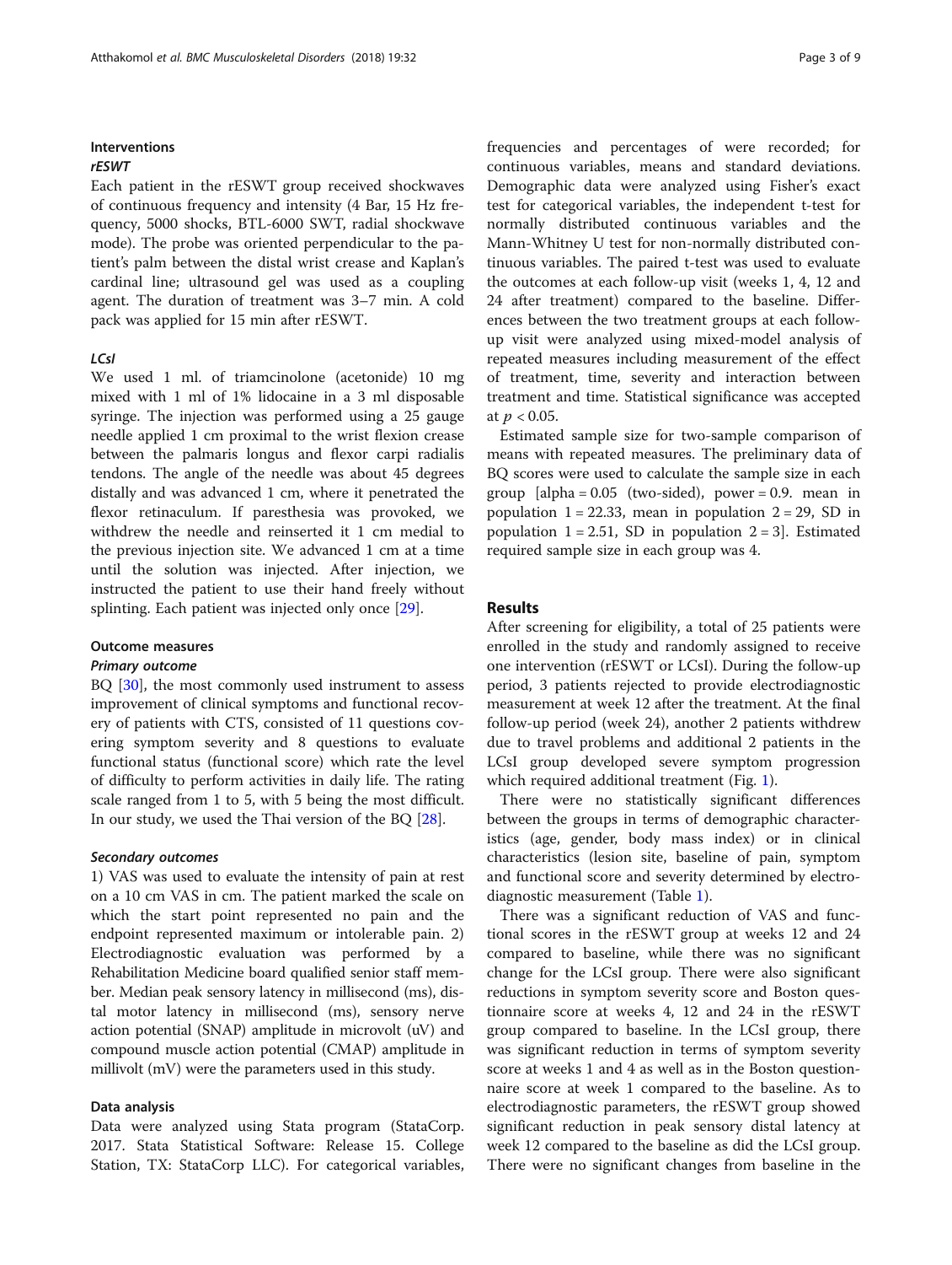## Interventions

### rESWT

Each patient in the rESWT group received shockwaves of continuous frequency and intensity (4 Bar, 15 Hz frequency, 5000 shocks, BTL-6000 SWT, radial shockwave mode). The probe was oriented perpendicular to the patient's palm between the distal wrist crease and Kaplan's cardinal line; ultrasound gel was used as a coupling agent. The duration of treatment was 3–7 min. A cold pack was applied for 15 min after rESWT.

### LCsI

We used 1 ml. of triamcinolone (acetonide) 10 mg mixed with 1 ml of 1% lidocaine in a 3 ml disposable syringe. The injection was performed using a 25 gauge needle applied 1 cm proximal to the wrist flexion crease between the palmaris longus and flexor carpi radialis tendons. The angle of the needle was about 45 degrees distally and was advanced 1 cm, where it penetrated the flexor retinaculum. If paresthesia was provoked, we withdrew the needle and reinserted it 1 cm medial to the previous injection site. We advanced 1 cm at a time until the solution was injected. After injection, we instructed the patient to use their hand freely without splinting. Each patient was injected only once [29].

## Outcome measures

### Primary outcome

BQ [30], the most commonly used instrument to assess improvement of clinical symptoms and functional recovery of patients with CTS, consisted of 11 questions covering symptom severity and 8 questions to evaluate functional status (functional score) which rate the level of difficulty to perform activities in daily life. The rating scale ranged from 1 to 5, with 5 being the most difficult. In our study, we used the Thai version of the BQ [28].

### Secondary outcomes

1) VAS was used to evaluate the intensity of pain at rest on a 10 cm VAS in cm. The patient marked the scale on which the start point represented no pain and the endpoint represented maximum or intolerable pain. 2) Electrodiagnostic evaluation was performed by a Rehabilitation Medicine board qualified senior staff member. Median peak sensory latency in millisecond (ms), distal motor latency in millisecond (ms), sensory nerve action potential (SNAP) amplitude in microvolt (uV) and compound muscle action potential (CMAP) amplitude in millivolt (mV) were the parameters used in this study.

## Data analysis

Data were analyzed using Stata program (StataCorp. 2017. Stata Statistical Software: Release 15. College Station, TX: StataCorp LLC). For categorical variables, frequencies and percentages of were recorded; for continuous variables, means and standard deviations. Demographic data were analyzed using Fisher's exact test for categorical variables, the independent t-test for normally distributed continuous variables and the Mann-Whitney U test for non-normally distributed continuous variables. The paired t-test was used to evaluate the outcomes at each follow-up visit (weeks 1, 4, 12 and 24 after treatment) compared to the baseline. Differences between the two treatment groups at each follow-up visit were analyzed using mixed-model analysis of repeated measures including measurement of the effect of treatment, time, severity and interaction between treatment and time. Statistical significance was accepted at $p < 0.05$.

Estimated sample size for two-sample comparison of means with repeated measures. The preliminary data of BQ scores were used to calculate the sample size in each group [alpha = 0.05 (two-sided), power = 0.9. mean in population 1 = 22.33, mean in population 2 = 29, SD in population 1 = 2.51, SD in population 2 = 3]. Estimated required sample size in each group was 4.

# Results

After screening for eligibility, a total of 25 patients were enrolled in the study and randomly assigned to receive one intervention (rESWT or LCsI). During the follow-up period, 3 patients rejected to provide electrodiagnostic measurement at week 12 after the treatment. At the final follow-up period (week 24), another 2 patients withdrew due to travel problems and additional 2 patients in the LCsI group developed severe symptom progression which required additional treatment (Fig. 1).

There were no statistically significant differences between the groups in terms of demographic characteristics (age, gender, body mass index) or in clinical characteristics (lesion site, baseline of pain, symptom and functional score and severity determined by electrodiagnostic measurement (Table 1).

There was a significant reduction of VAS and functional scores in the rESWT group at weeks 12 and 24 compared to baseline, while there was no significant change for the LCsI group. There were also significant reductions in symptom severity score and Boston questionnaire score at weeks 4, 12 and 24 in the rESWT group compared to baseline. In the LCsI group, there was significant reduction in terms of symptom severity score at weeks 1 and 4 as well as in the Boston questionnaire score at week 1 compared to the baseline. As to electrodiagnostic parameters, the rESWT group showed significant reduction in peak sensory distal latency at week 12 compared to the baseline as did the LCsI group. There were no significant changes from baseline in the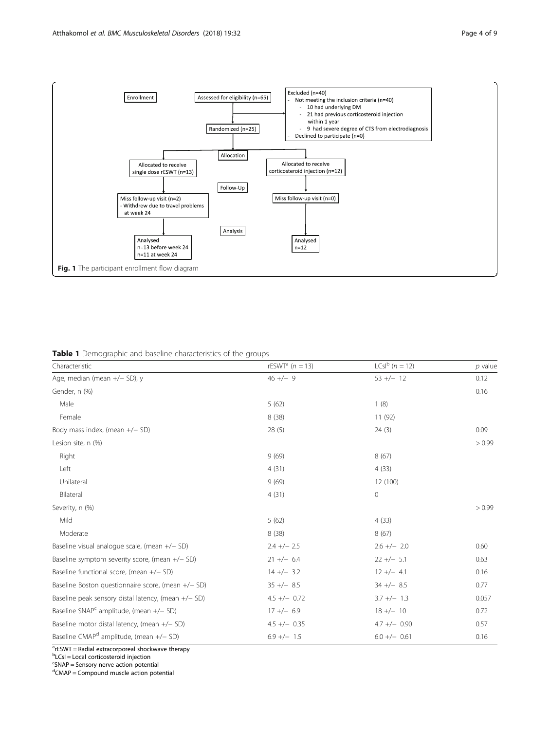Enrollment

Assessed for eligibility (n=65)

Excluded (n=40)
- Not meeting the inclusion criteria (n=40)
  - 10 had underlying DM
  - 21 had previous corticosteroid injection within 1 year
  - 9 had severe degree of CTS from electrodiagnosis
- Declined to participate (n=0)

Randomized (n=25)

Allocation

Allocated to receive single dose rESWT (n=13)

Allocated to receive corticosteroid injection (n=12)

Follow-Up

Miss follow-up visit (n=2)
- Withdrew due to travel problems at week 24

Miss follow-up visit (n=0)

Analysis

Analysed
n=13 before week 24
n=11 at week 24

Analysed
n=12

**Fig. 1** The participant enrollment flow diagram

**Table 1** Demographic and baseline characteristics of the groups

| Characteristic | rESWT[a] ($n = 13$) | LCsI[b] ($n = 12$) | $p$ value |
|---|---|---|---|
| Age, median (mean +/− SD), y | 46 +/− 9 | 53 +/− 12 | 0.12 |
| Gender, n (%) | | | 0.16 |
| Male | 5 (62) | 1 (8) | |
| Female | 8 (38) | 11 (92) | |
| Body mass index, (mean +/− SD) | 28 (5) | 24 (3) | 0.09 |
| Lesion site, n (%) | | | > 0.99 |
| Right | 9 (69) | 8 (67) | |
| Left | 4 (31) | 4 (33) | |
| Unilateral | 9 (69) | 12 (100) | |
| Bilateral | 4 (31) | 0 | |
| Severity, n (%) | | | > 0.99 |
| Mild | 5 (62) | 4 (33) | |
| Moderate | 8 (38) | 8 (67) | |
| Baseline visual analogue scale, (mean +/− SD) | 2.4 +/− 2.5 | 2.6 +/− 2.0 | 0.60 |
| Baseline symptom severity score, (mean +/− SD) | 21 +/− 6.4 | 22 +/− 5.1 | 0.63 |
| Baseline functional score, (mean +/− SD) | 14 +/− 3.2 | 12 +/− 4.1 | 0.16 |
| Baseline Boston questionnaire score, (mean +/− SD) | 35 +/− 8.5 | 34 +/− 8.5 | 0.77 |
| Baseline peak sensory distal latency, (mean +/− SD) | 4.5 +/− 0.72 | 3.7 +/− 1.3 | 0.057 |
| Baseline SNAP[c] amplitude, (mean +/− SD) | 17 +/− 6.9 | 18 +/− 10 | 0.72 |
| Baseline motor distal latency, (mean +/− SD) | 4.5 +/− 0.35 | 4.7 +/− 0.90 | 0.57 |
| Baseline CMAP[d] amplitude, (mean +/− SD) | 6.9 +/− 1.5 | 6.0 +/− 0.61 | 0.16 |

[a]rESWT = Radial extracorporeal shockwave therapy
[b]LCsI = Local corticosteroid injection
[c]SNAP = Sensory nerve action potential
[d]CMAP = Compound muscle action potential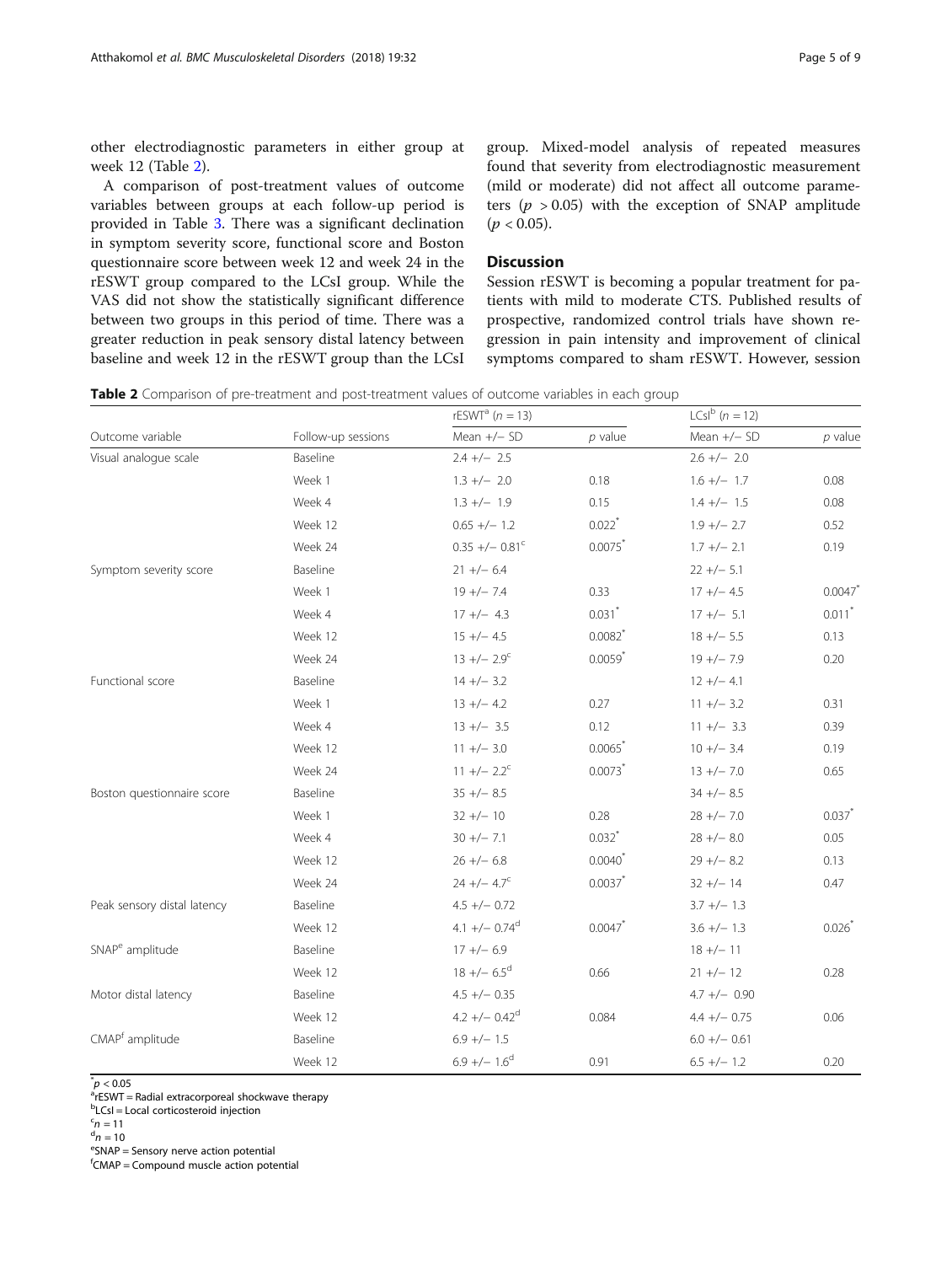other electrodiagnostic parameters in either group at week 12 (Table 2).

A comparison of post-treatment values of outcome variables between groups at each follow-up period is provided in Table 3. There was a significant declination in symptom severity score, functional score and Boston questionnaire score between week 12 and week 24 in the rESWT group compared to the LCsI group. While the VAS did not show the statistically significant difference between two groups in this period of time. There was a greater reduction in peak sensory distal latency between baseline and week 12 in the rESWT group than the LCsI group. Mixed-model analysis of repeated measures found that severity from electrodiagnostic measurement (mild or moderate) did not affect all outcome parameters ($p > 0.05$) with the exception of SNAP amplitude ($p < 0.05$).

## Discussion

Session rESWT is becoming a popular treatment for patients with mild to moderate CTS. Published results of prospective, randomized control trials have shown regression in pain intensity and improvement of clinical symptoms compared to sham rESWT. However, session

**Table 2** Comparison of pre-treatment and post-treatment values of outcome variables in each group

| | | rESWT[a] ($n = 13$) | | LCsI[b] ($n = 12$) | |
|---|---|---|---|---|---|
| Outcome variable | Follow-up sessions | Mean +/− SD | *p* value | Mean +/− SD | *p* value |
| Visual analogue scale | Baseline | 2.4 +/− 2.5 | | 2.6 +/− 2.0 | |
| | Week 1 | 1.3 +/− 2.0 | 0.18 | 1.6 +/− 1.7 | 0.08 |
| | Week 4 | 1.3 +/− 1.9 | 0.15 | 1.4 +/− 1.5 | 0.08 |
| | Week 12 | 0.65 +/− 1.2 | 0.022* | 1.9 +/− 2.7 | 0.52 |
| | Week 24 | 0.35 +/− 0.81[c] | 0.0075* | 1.7 +/− 2.1 | 0.19 |
| Symptom severity score | Baseline | 21 +/− 6.4 | | 22 +/− 5.1 | |
| | Week 1 | 19 +/− 7.4 | 0.33 | 17 +/− 4.5 | 0.0047* |
| | Week 4 | 17 +/− 4.3 | 0.031* | 17 +/− 5.1 | 0.011* |
| | Week 12 | 15 +/− 4.5 | 0.0082* | 18 +/− 5.5 | 0.13 |
| | Week 24 | 13 +/− 2.9[c] | 0.0059* | 19 +/− 7.9 | 0.20 |
| Functional score | Baseline | 14 +/− 3.2 | | 12 +/− 4.1 | |
| | Week 1 | 13 +/− 4.2 | 0.27 | 11 +/− 3.2 | 0.31 |
| | Week 4 | 13 +/− 3.5 | 0.12 | 11 +/− 3.3 | 0.39 |
| | Week 12 | 11 +/− 3.0 | 0.0065* | 10 +/− 3.4 | 0.19 |
| | Week 24 | 11 +/− 2.2[c] | 0.0073* | 13 +/− 7.0 | 0.65 |
| Boston questionnaire score | Baseline | 35 +/− 8.5 | | 34 +/− 8.5 | |
| | Week 1 | 32 +/− 10 | 0.28 | 28 +/− 7.0 | 0.037* |
| | Week 4 | 30 +/− 7.1 | 0.032* | 28 +/− 8.0 | 0.05 |
| | Week 12 | 26 +/− 6.8 | 0.0040* | 29 +/− 8.2 | 0.13 |
| | Week 24 | 24 +/− 4.7[c] | 0.0037* | 32 +/− 14 | 0.47 |
| Peak sensory distal latency | Baseline | 4.5 +/− 0.72 | | 3.7 +/− 1.3 | |
| | Week 12 | 4.1 +/− 0.74[d] | 0.0047* | 3.6 +/− 1.3 | 0.026* |
| SNAP[e] amplitude | Baseline | 17 +/− 6.9 | | 18 +/− 11 | |
| | Week 12 | 18 +/− 6.5[d] | 0.66 | 21 +/− 12 | 0.28 |
| Motor distal latency | Baseline | 4.5 +/− 0.35 | | 4.7 +/− 0.90 | |
| | Week 12 | 4.2 +/− 0.42[d] | 0.084 | 4.4 +/− 0.75 | 0.06 |
| CMAP[f] amplitude | Baseline | 6.9 +/− 1.5 | | 6.0 +/− 0.61 | |
| | Week 12 | 6.9 +/− 1.6[d] | 0.91 | 6.5 +/− 1.2 | 0.20 |

*$p < 0.05$
[a]rESWT = Radial extracorporeal shockwave therapy
[b]LCsI = Local corticosteroid injection
[c]$n = 11$
[d]$n = 10$
[e]SNAP = Sensory nerve action potential
[f]CMAP = Compound muscle action potential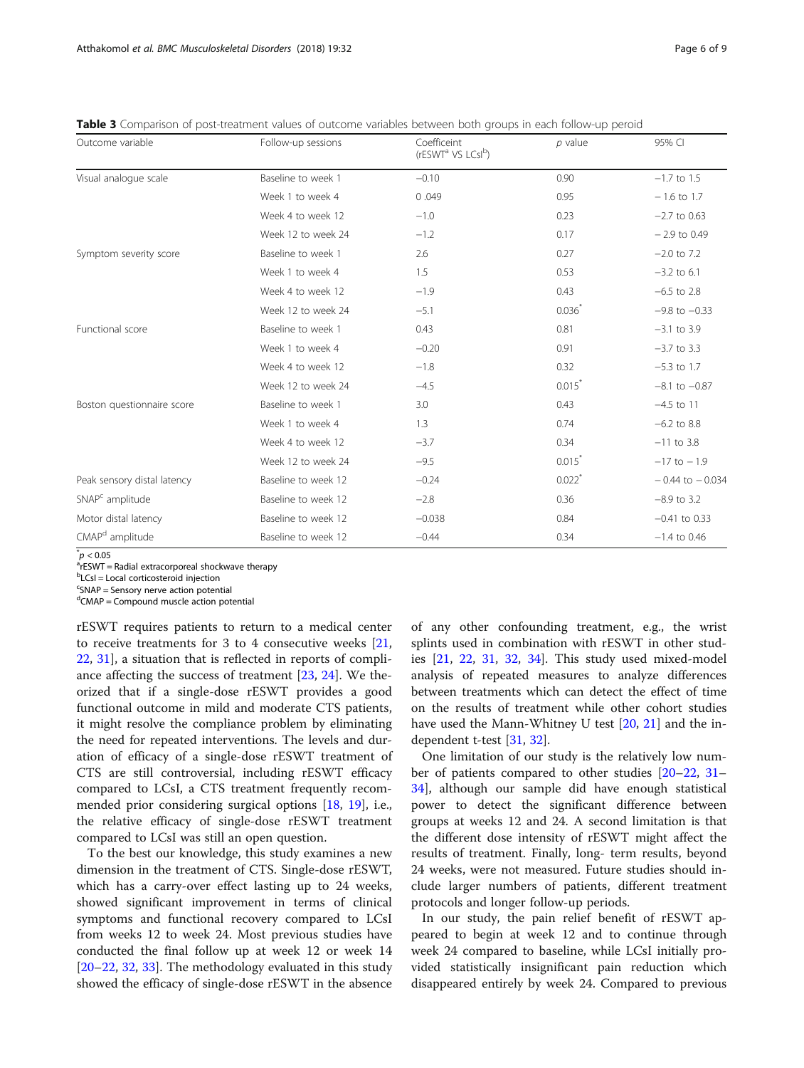**Table 3** Comparison of post-treatment values of outcome variables between both groups in each follow-up peroid

| Outcome variable | Follow-up sessions | Coefficeint (rESWT[a] VS LCsI[b]) | *p* value | 95% CI |
|---|---|---|---|---|
| Visual analogue scale | Baseline to week 1 | −0.10 | 0.90 | −1.7 to 1.5 |
| | Week 1 to week 4 | 0 .049 | 0.95 | − 1.6 to 1.7 |
| | Week 4 to week 12 | −1.0 | 0.23 | −2.7 to 0.63 |
| | Week 12 to week 24 | −1.2 | 0.17 | − 2.9 to 0.49 |
| Symptom severity score | Baseline to week 1 | 2.6 | 0.27 | −2.0 to 7.2 |
| | Week 1 to week 4 | 1.5 | 0.53 | −3.2 to 6.1 |
| | Week 4 to week 12 | −1.9 | 0.43 | −6.5 to 2.8 |
| | Week 12 to week 24 | −5.1 | 0.036* | −9.8 to −0.33 |
| Functional score | Baseline to week 1 | 0.43 | 0.81 | −3.1 to 3.9 |
| | Week 1 to week 4 | −0.20 | 0.91 | −3.7 to 3.3 |
| | Week 4 to week 12 | −1.8 | 0.32 | −5.3 to 1.7 |
| | Week 12 to week 24 | −4.5 | 0.015* | −8.1 to −0.87 |
| Boston questionnaire score | Baseline to week 1 | 3.0 | 0.43 | −4.5 to 11 |
| | Week 1 to week 4 | 1.3 | 0.74 | −6.2 to 8.8 |
| | Week 4 to week 12 | −3.7 | 0.34 | −11 to 3.8 |
| | Week 12 to week 24 | −9.5 | 0.015* | −17 to − 1.9 |
| Peak sensory distal latency | Baseline to week 12 | −0.24 | 0.022* | − 0.44 to − 0.034 |
| SNAP[c] amplitude | Baseline to week 12 | −2.8 | 0.36 | −8.9 to 3.2 |
| Motor distal latency | Baseline to week 12 | −0.038 | 0.84 | −0.41 to 0.33 |
| CMAP[d] amplitude | Baseline to week 12 | −0.44 | 0.34 | −1.4 to 0.46 |

*$p < 0.05$
[a]rESWT = Radial extracorporeal shockwave therapy
[b]LCsI = Local corticosteroid injection
[c]SNAP = Sensory nerve action potential
[d]CMAP = Compound muscle action potential

rESWT requires patients to return to a medical center to receive treatments for 3 to 4 consecutive weeks [21, 22, 31], a situation that is reflected in reports of compliance affecting the success of treatment [23, 24]. We theorized that if a single-dose rESWT provides a good functional outcome in mild and moderate CTS patients, it might resolve the compliance problem by eliminating the need for repeated interventions. The levels and duration of efficacy of a single-dose rESWT treatment of CTS are still controversial, including rESWT efficacy compared to LCsI, a CTS treatment frequently recommended prior considering surgical options [18, 19], i.e., the relative efficacy of single-dose rESWT treatment compared to LCsI was still an open question.

To the best our knowledge, this study examines a new dimension in the treatment of CTS. Single-dose rESWT, which has a carry-over effect lasting up to 24 weeks, showed significant improvement in terms of clinical symptoms and functional recovery compared to LCsI from weeks 12 to week 24. Most previous studies have conducted the final follow up at week 12 or week 14 [20–22, 32, 33]. The methodology evaluated in this study showed the efficacy of single-dose rESWT in the absence of any other confounding treatment, e.g., the wrist splints used in combination with rESWT in other studies [21, 22, 31, 32, 34]. This study used mixed-model analysis of repeated measures to analyze differences between treatments which can detect the effect of time on the results of treatment while other cohort studies have used the Mann-Whitney U test [20, 21] and the independent t-test [31, 32].

One limitation of our study is the relatively low number of patients compared to other studies [20–22, 31–34], although our sample did have enough statistical power to detect the significant difference between groups at weeks 12 and 24. A second limitation is that the different dose intensity of rESWT might affect the results of treatment. Finally, long- term results, beyond 24 weeks, were not measured. Future studies should include larger numbers of patients, different treatment protocols and longer follow-up periods.

In our study, the pain relief benefit of rESWT appeared to begin at week 12 and to continue through week 24 compared to baseline, while LCsI initially provided statistically insignificant pain reduction which disappeared entirely by week 24. Compared to previous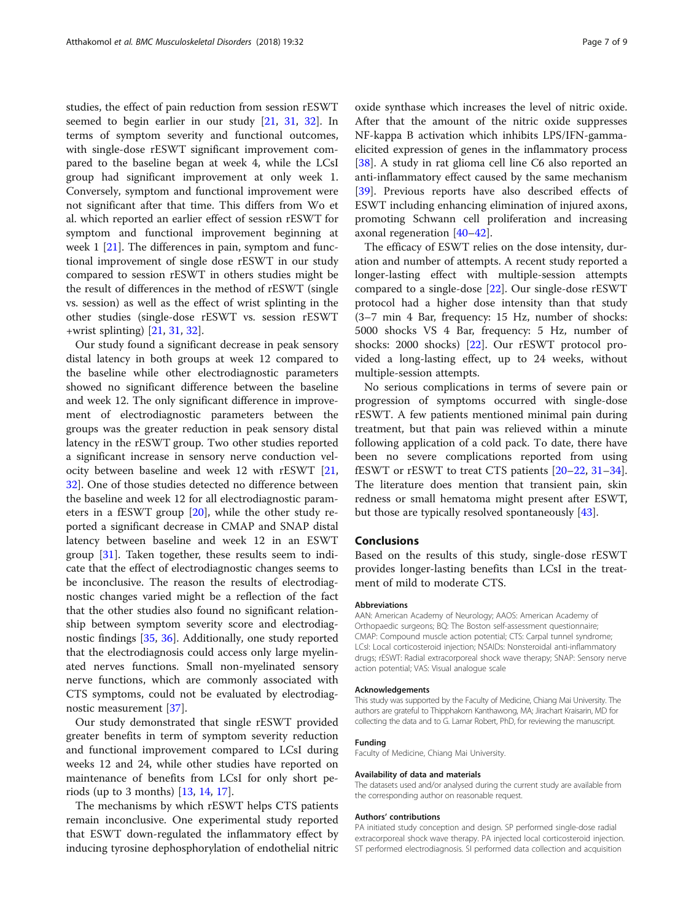studies, the effect of pain reduction from session rESWT seemed to begin earlier in our study [21, 31, 32]. In terms of symptom severity and functional outcomes, with single-dose rESWT significant improvement compared to the baseline began at week 4, while the LCsI group had significant improvement at only week 1. Conversely, symptom and functional improvement were not significant after that time. This differs from Wo et al. which reported an earlier effect of session rESWT for symptom and functional improvement beginning at week 1 [21]. The differences in pain, symptom and functional improvement of single dose rESWT in our study compared to session rESWT in others studies might be the result of differences in the method of rESWT (single vs. session) as well as the effect of wrist splinting in the other studies (single-dose rESWT vs. session rESWT +wrist splinting) [21, 31, 32].

Our study found a significant decrease in peak sensory distal latency in both groups at week 12 compared to the baseline while other electrodiagnostic parameters showed no significant difference between the baseline and week 12. The only significant difference in improvement of electrodiagnostic parameters between the groups was the greater reduction in peak sensory distal latency in the rESWT group. Two other studies reported a significant increase in sensory nerve conduction velocity between baseline and week 12 with rESWT [21, 32]. One of those studies detected no difference between the baseline and week 12 for all electrodiagnostic parameters in a fESWT group [20], while the other study reported a significant decrease in CMAP and SNAP distal latency between baseline and week 12 in an ESWT group [31]. Taken together, these results seem to indicate that the effect of electrodiagnostic changes seems to be inconclusive. The reason the results of electrodiagnostic changes varied might be a reflection of the fact that the other studies also found no significant relationship between symptom severity score and electrodiagnostic findings [35, 36]. Additionally, one study reported that the electrodiagnosis could access only large myelinated nerves functions. Small non-myelinated sensory nerve functions, which are commonly associated with CTS symptoms, could not be evaluated by electrodiagnostic measurement [37].

Our study demonstrated that single rESWT provided greater benefits in term of symptom severity reduction and functional improvement compared to LCsI during weeks 12 and 24, while other studies have reported on maintenance of benefits from LCsI for only short periods (up to 3 months) [13, 14, 17].

The mechanisms by which rESWT helps CTS patients remain inconclusive. One experimental study reported that ESWT down-regulated the inflammatory effect by inducing tyrosine dephosphorylation of endothelial nitric oxide synthase which increases the level of nitric oxide. After that the amount of the nitric oxide suppresses NF-kappa B activation which inhibits LPS/IFN-gamma-elicited expression of genes in the inflammatory process [38]. A study in rat glioma cell line C6 also reported an anti-inflammatory effect caused by the same mechanism [39]. Previous reports have also described effects of ESWT including enhancing elimination of injured axons, promoting Schwann cell proliferation and increasing axonal regeneration [40–42].

The efficacy of ESWT relies on the dose intensity, duration and number of attempts. A recent study reported a longer-lasting effect with multiple-session attempts compared to a single-dose [22]. Our single-dose rESWT protocol had a higher dose intensity than that study (3–7 min 4 Bar, frequency: 15 Hz, number of shocks: 5000 shocks VS 4 Bar, frequency: 5 Hz, number of shocks: 2000 shocks) [22]. Our rESWT protocol provided a long-lasting effect, up to 24 weeks, without multiple-session attempts.

No serious complications in terms of severe pain or progression of symptoms occurred with single-dose rESWT. A few patients mentioned minimal pain during treatment, but that pain was relieved within a minute following application of a cold pack. To date, there have been no severe complications reported from using fESWT or rESWT to treat CTS patients [20–22, 31–34]. The literature does mention that transient pain, skin redness or small hematoma might present after ESWT, but those are typically resolved spontaneously [43].

## Conclusions

Based on the results of this study, single-dose rESWT provides longer-lasting benefits than LCsI in the treatment of mild to moderate CTS.

### Abbreviations

AAN: American Academy of Neurology; AAOS: American Academy of Orthopaedic surgeons; BQ: The Boston self-assessment questionnaire; CMAP: Compound muscle action potential; CTS: Carpal tunnel syndrome; LCsI: Local corticosteroid injection; NSAIDs: Nonsteroidal anti-inflammatory drugs; rESWT: Radial extracorporeal shock wave therapy; SNAP: Sensory nerve action potential; VAS: Visual analogue scale

### Acknowledgements

This study was supported by the Faculty of Medicine, Chiang Mai University. The authors are grateful to Thipphakorn Kanthawong, MA; Jirachart Kraisarin, MD for collecting the data and to G. Lamar Robert, PhD, for reviewing the manuscript.

### Funding

Faculty of Medicine, Chiang Mai University.

### Availability of data and materials

The datasets used and/or analysed during the current study are available from the corresponding author on reasonable request.

### Authors' contributions

PA initiated study conception and design. SP performed single-dose radial extracorporeal shock wave therapy. PA injected local corticosteroid injection. ST performed electrodiagnosis. SI performed data collection and acquisition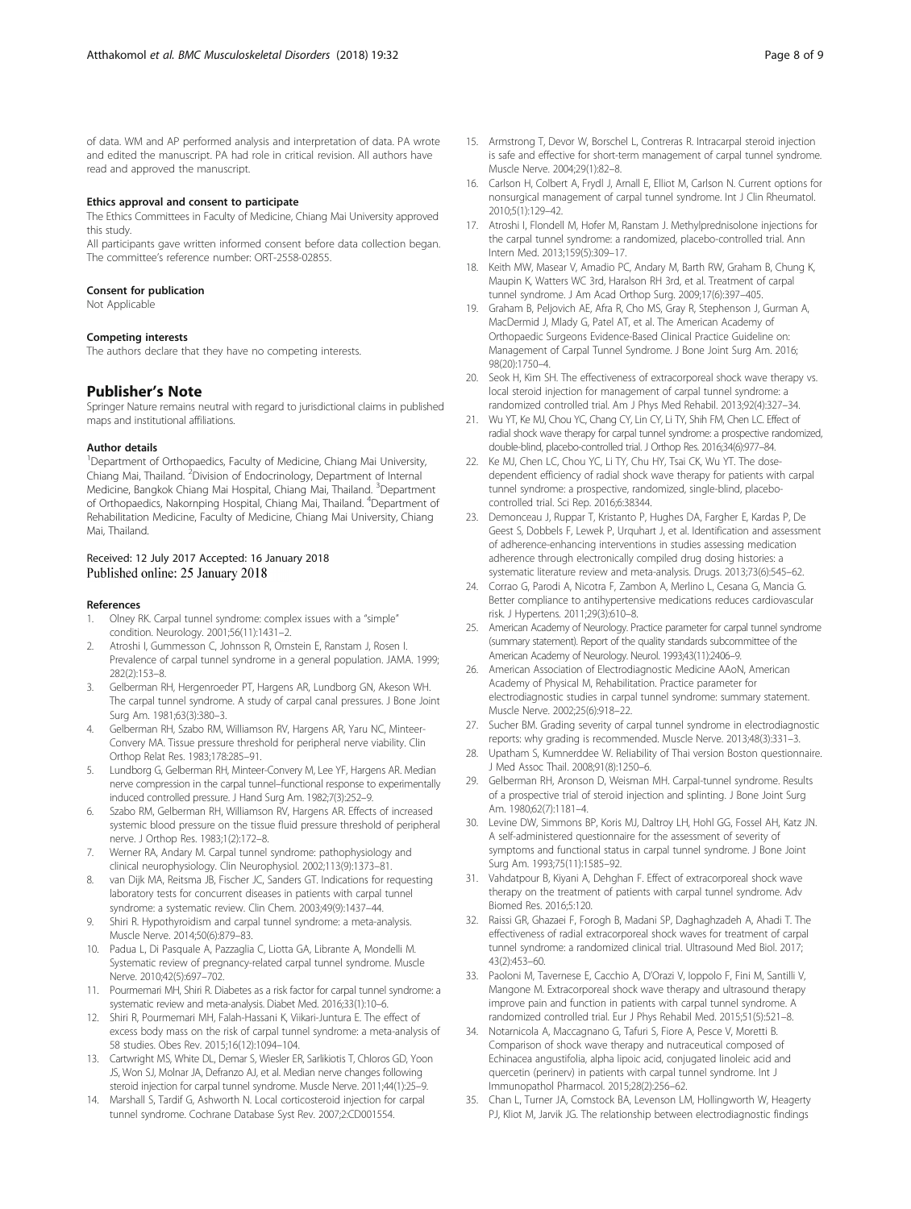of data. WM and AP performed analysis and interpretation of data. PA wrote and edited the manuscript. PA had role in critical revision. All authors have read and approved the manuscript.

#### Ethics approval and consent to participate

The Ethics Committees in Faculty of Medicine, Chiang Mai University approved this study.

All participants gave written informed consent before data collection began. The committee's reference number: ORT-2558-02855.

#### Consent for publication

Not Applicable

#### Competing interests

The authors declare that they have no competing interests.

## Publisher's Note

Springer Nature remains neutral with regard to jurisdictional claims in published maps and institutional affiliations.

#### Author details

[1]Department of Orthopaedics, Faculty of Medicine, Chiang Mai University, Chiang Mai, Thailand. [2]Division of Endocrinology, Department of Internal Medicine, Bangkok Chiang Mai Hospital, Chiang Mai, Thailand. [3]Department of Orthopaedics, Nakornping Hospital, Chiang Mai, Thailand. [4]Department of Rehabilitation Medicine, Faculty of Medicine, Chiang Mai University, Chiang Mai, Thailand.

Received: 12 July 2017 Accepted: 16 January 2018
Published online: 25 January 2018

#### References

1. Olney RK. Carpal tunnel syndrome: complex issues with a "simple" condition. Neurology. 2001;56(11):1431–2.
2. Atroshi I, Gummesson C, Johnsson R, Ornstein E, Ranstam J, Rosen I. Prevalence of carpal tunnel syndrome in a general population. JAMA. 1999; 282(2):153–8.
3. Gelberman RH, Hergenroeder PT, Hargens AR, Lundborg GN, Akeson WH. The carpal tunnel syndrome. A study of carpal canal pressures. J Bone Joint Surg Am. 1981;63(3):380–3.
4. Gelberman RH, Szabo RM, Williamson RV, Hargens AR, Yaru NC, Minteer-Convery MA. Tissue pressure threshold for peripheral nerve viability. Clin Orthop Relat Res. 1983;178:285–91.
5. Lundborg G, Gelberman RH, Minteer-Convery M, Lee YF, Hargens AR. Median nerve compression in the carpal tunnel–functional response to experimentally induced controlled pressure. J Hand Surg Am. 1982;7(3):252–9.
6. Szabo RM, Gelberman RH, Williamson RV, Hargens AR. Effects of increased systemic blood pressure on the tissue fluid pressure threshold of peripheral nerve. J Orthop Res. 1983;1(2):172–8.
7. Werner RA, Andary M. Carpal tunnel syndrome: pathophysiology and clinical neurophysiology. Clin Neurophysiol. 2002;113(9):1373–81.
8. van Dijk MA, Reitsma JB, Fischer JC, Sanders GT. Indications for requesting laboratory tests for concurrent diseases in patients with carpal tunnel syndrome: a systematic review. Clin Chem. 2003;49(9):1437–44.
9. Shiri R. Hypothyroidism and carpal tunnel syndrome: a meta-analysis. Muscle Nerve. 2014;50(6):879–83.
10. Padua L, Di Pasquale A, Pazzaglia C, Liotta GA, Librante A, Mondelli M. Systematic review of pregnancy-related carpal tunnel syndrome. Muscle Nerve. 2010;42(5):697–702.
11. Pourmemari MH, Shiri R. Diabetes as a risk factor for carpal tunnel syndrome: a systematic review and meta-analysis. Diabet Med. 2016;33(1):10–6.
12. Shiri R, Pourmemari MH, Falah-Hassani K, Viikari-Juntura E. The effect of excess body mass on the risk of carpal tunnel syndrome: a meta-analysis of 58 studies. Obes Rev. 2015;16(12):1094–104.
13. Cartwright MS, White DL, Demar S, Wiesler ER, Sarlikiotis T, Chloros GD, Yoon JS, Won SJ, Molnar JA, Defranzo AJ, et al. Median nerve changes following steroid injection for carpal tunnel syndrome. Muscle Nerve. 2011;44(1):25–9.
14. Marshall S, Tardif G, Ashworth N. Local corticosteroid injection for carpal tunnel syndrome. Cochrane Database Syst Rev. 2007;2:CD001554.
15. Armstrong T, Devor W, Borschel L, Contreras R. Intracarpal steroid injection is safe and effective for short-term management of carpal tunnel syndrome. Muscle Nerve. 2004;29(1):82–8.
16. Carlson H, Colbert A, Frydl J, Arnall E, Elliot M, Carlson N. Current options for nonsurgical management of carpal tunnel syndrome. Int J Clin Rheumatol. 2010;5(1):129–42.
17. Atroshi I, Flondell M, Hofer M, Ranstam J. Methylprednisolone injections for the carpal tunnel syndrome: a randomized, placebo-controlled trial. Ann Intern Med. 2013;159(5):309–17.
18. Keith MW, Masear V, Amadio PC, Andary M, Barth RW, Graham B, Chung K, Maupin K, Watters WC 3rd, Haralson RH 3rd, et al. Treatment of carpal tunnel syndrome. J Am Acad Orthop Surg. 2009;17(6):397–405.
19. Graham B, Peljovich AE, Afra R, Cho MS, Gray R, Stephenson J, Gurman A, MacDermid J, Mlady G, Patel AT, et al. The American Academy of Orthopaedic Surgeons Evidence-Based Clinical Practice Guideline on: Management of Carpal Tunnel Syndrome. J Bone Joint Surg Am. 2016; 98(20):1750–4.
20. Seok H, Kim SH. The effectiveness of extracorporeal shock wave therapy vs. local steroid injection for management of carpal tunnel syndrome: a randomized controlled trial. Am J Phys Med Rehabil. 2013;92(4):327–34.
21. Wu YT, Ke MJ, Chou YC, Chang CY, Lin CY, Li TY, Shih FM, Chen LC. Effect of radial shock wave therapy for carpal tunnel syndrome: a prospective randomized, double-blind, placebo-controlled trial. J Orthop Res. 2016;34(6):977–84.
22. Ke MJ, Chen LC, Chou YC, Li TY, Chu HY, Tsai CK, Wu YT. The dose-dependent efficiency of radial shock wave therapy for patients with carpal tunnel syndrome: a prospective, randomized, single-blind, placebo-controlled trial. Sci Rep. 2016;6:38344.
23. Demonceau J, Ruppar T, Kristanto P, Hughes DA, Fargher E, Kardas P, De Geest S, Dobbels F, Lewek P, Urquhart J, et al. Identification and assessment of adherence-enhancing interventions in studies assessing medication adherence through electronically compiled drug dosing histories: a systematic literature review and meta-analysis. Drugs. 2013;73(6):545–62.
24. Corrao G, Parodi A, Nicotra F, Zambon A, Merlino L, Cesana G, Mancia G. Better compliance to antihypertensive medications reduces cardiovascular risk. J Hypertens. 2011;29(3):610–8.
25. American Academy of Neurology. Practice parameter for carpal tunnel syndrome (summary statement). Report of the quality standards subcommittee of the American Academy of Neurology. Neurol. 1993;43(11):2406–9.
26. American Association of Electrodiagnostic Medicine AAoN, American Academy of Physical M, Rehabilitation. Practice parameter for electrodiagnostic studies in carpal tunnel syndrome: summary statement. Muscle Nerve. 2002;25(6):918–22.
27. Sucher BM. Grading severity of carpal tunnel syndrome in electrodiagnostic reports: why grading is recommended. Muscle Nerve. 2013;48(3):331–3.
28. Upatham S, Kumnerddee W. Reliability of Thai version Boston questionnaire. J Med Assoc Thail. 2008;91(8):1250–6.
29. Gelberman RH, Aronson D, Weisman MH. Carpal-tunnel syndrome. Results of a prospective trial of steroid injection and splinting. J Bone Joint Surg Am. 1980;62(7):1181–4.
30. Levine DW, Simmons BP, Koris MJ, Daltroy LH, Hohl GG, Fossel AH, Katz JN. A self-administered questionnaire for the assessment of severity of symptoms and functional status in carpal tunnel syndrome. J Bone Joint Surg Am. 1993;75(11):1585–92.
31. Vahdatpour B, Kiyani A, Dehghan F. Effect of extracorporeal shock wave therapy on the treatment of patients with carpal tunnel syndrome. Adv Biomed Res. 2016;5:120.
32. Raissi GR, Ghazaei F, Forogh B, Madani SP, Daghaghzadeh A, Ahadi T. The effectiveness of radial extracorporeal shock waves for treatment of carpal tunnel syndrome: a randomized clinical trial. Ultrasound Med Biol. 2017; 43(2):453–60.
33. Paoloni M, Tavernese E, Cacchio A, D'Orazi V, Ioppolo F, Fini M, Santilli V, Mangone M. Extracorporeal shock wave therapy and ultrasound therapy improve pain and function in patients with carpal tunnel syndrome. A randomized controlled trial. Eur J Phys Rehabil Med. 2015;51(5):521–8.
34. Notarnicola A, Maccagnano G, Tafuri S, Fiore A, Pesce V, Moretti B. Comparison of shock wave therapy and nutraceutical composed of Echinacea angustifolia, alpha lipoic acid, conjugated linoleic acid and quercetin (perinerv) in patients with carpal tunnel syndrome. Int J Immunopathol Pharmacol. 2015;28(2):256–62.
35. Chan L, Turner JA, Comstock BA, Levenson LM, Hollingworth W, Heagerty PJ, Kliot M, Jarvik JG. The relationship between electrodiagnostic findings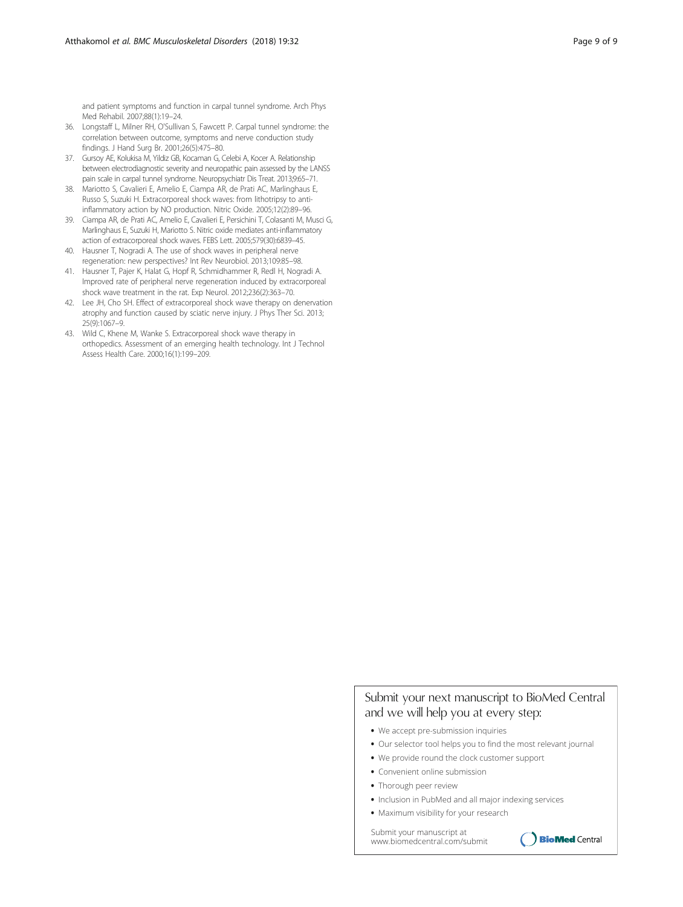and patient symptoms and function in carpal tunnel syndrome. Arch Phys Med Rehabil. 2007;88(1):19–24.

36. Longstaff L, Milner RH, O'Sullivan S, Fawcett P. Carpal tunnel syndrome: the correlation between outcome, symptoms and nerve conduction study findings. J Hand Surg Br. 2001;26(5):475–80.
37. Gursoy AE, Kolukisa M, Yildiz GB, Kocaman G, Celebi A, Kocer A. Relationship between electrodiagnostic severity and neuropathic pain assessed by the LANSS pain scale in carpal tunnel syndrome. Neuropsychiatr Dis Treat. 2013;9:65–71.
38. Mariotto S, Cavalieri E, Amelio E, Ciampa AR, de Prati AC, Marlinghaus E, Russo S, Suzuki H. Extracorporeal shock waves: from lithotripsy to anti-inflammatory action by NO production. Nitric Oxide. 2005;12(2):89–96.
39. Ciampa AR, de Prati AC, Amelio E, Cavalieri E, Persichini T, Colasanti M, Musci G, Marlinghaus E, Suzuki H, Mariotto S. Nitric oxide mediates anti-inflammatory action of extracorporeal shock waves. FEBS Lett. 2005;579(30):6839–45.
40. Hausner T, Nogradi A. The use of shock waves in peripheral nerve regeneration: new perspectives? Int Rev Neurobiol. 2013;109:85–98.
41. Hausner T, Pajer K, Halat G, Hopf R, Schmidhammer R, Redl H, Nogradi A. Improved rate of peripheral nerve regeneration induced by extracorporeal shock wave treatment in the rat. Exp Neurol. 2012;236(2):363–70.
42. Lee JH, Cho SH. Effect of extracorporeal shock wave therapy on denervation atrophy and function caused by sciatic nerve injury. J Phys Ther Sci. 2013; 25(9):1067–9.
43. Wild C, Khene M, Wanke S. Extracorporeal shock wave therapy in orthopedics. Assessment of an emerging health technology. Int J Technol Assess Health Care. 2000;16(1):199–209.

Submit your next manuscript to BioMed Central and we will help you at every step:

- We accept pre-submission inquiries
- Our selector tool helps you to find the most relevant journal
- We provide round the clock customer support
- Convenient online submission
- Thorough peer review
- Inclusion in PubMed and all major indexing services
- Maximum visibility for your research

Submit your manuscript at www.biomedcentral.com/submit

BioMed Central